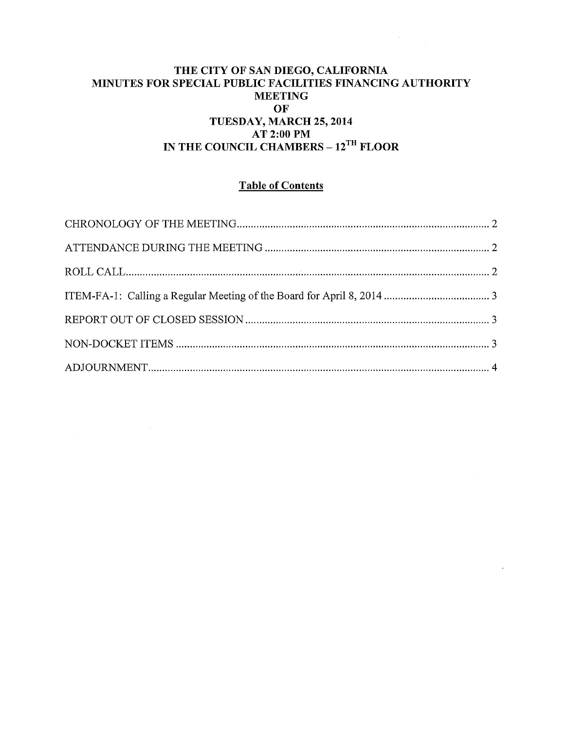# THE CITY OF SAN DIEGO, CALIFORNIA
# MINUTES FOR SPECIAL PUBLIC FACILITIES FINANCING AUTHORITY MEETING OF TUESDAY, MARCH 25, 2014 AT 2:00 PM IN THE COUNCIL CHAMBERS – 12TH FLOOR

## Table of Contents

CHRONOLOGY OF THE MEETING .......... 2

ATTENDANCE DURING THE MEETING .......... 2

ROLL CALL .......... 2

ITEM-FA-1: Calling a Regular Meeting of the Board for April 8, 2014 .......... 3

REPORT OUT OF CLOSED SESSION .......... 3

NON-DOCKET ITEMS .......... 3

ADJOURNMENT .......... 4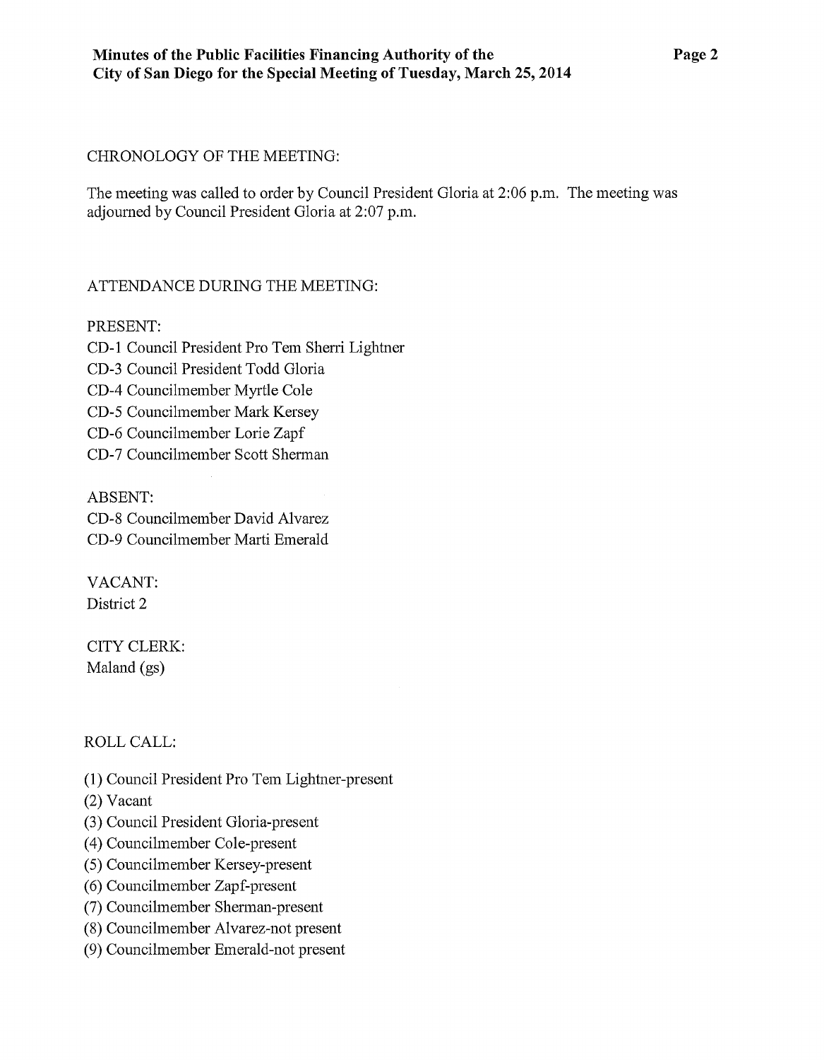CHRONOLOGY OF THE MEETING:

The meeting was called to order by Council President Gloria at 2:06 p.m. The meeting was adjourned by Council President Gloria at 2:07 p.m.

ATTENDANCE DURING THE MEETING:

PRESENT:
CD-1 Council President Pro Tem Sherri Lightner
CD-3 Council President Todd Gloria
CD-4 Councilmember Myrtle Cole
CD-5 Councilmember Mark Kersey
CD-6 Councilmember Lorie Zapf
CD-7 Councilmember Scott Sherman

ABSENT:
CD-8 Councilmember David Alvarez
CD-9 Councilmember Marti Emerald

VACANT:
District 2

CITY CLERK:
Maland (gs)

ROLL CALL:

(1) Council President Pro Tem Lightner-present
(2) Vacant
(3) Council President Gloria-present
(4) Councilmember Cole-present
(5) Councilmember Kersey-present
(6) Councilmember Zapf-present
(7) Councilmember Sherman-present
(8) Councilmember Alvarez-not present
(9) Councilmember Emerald-not present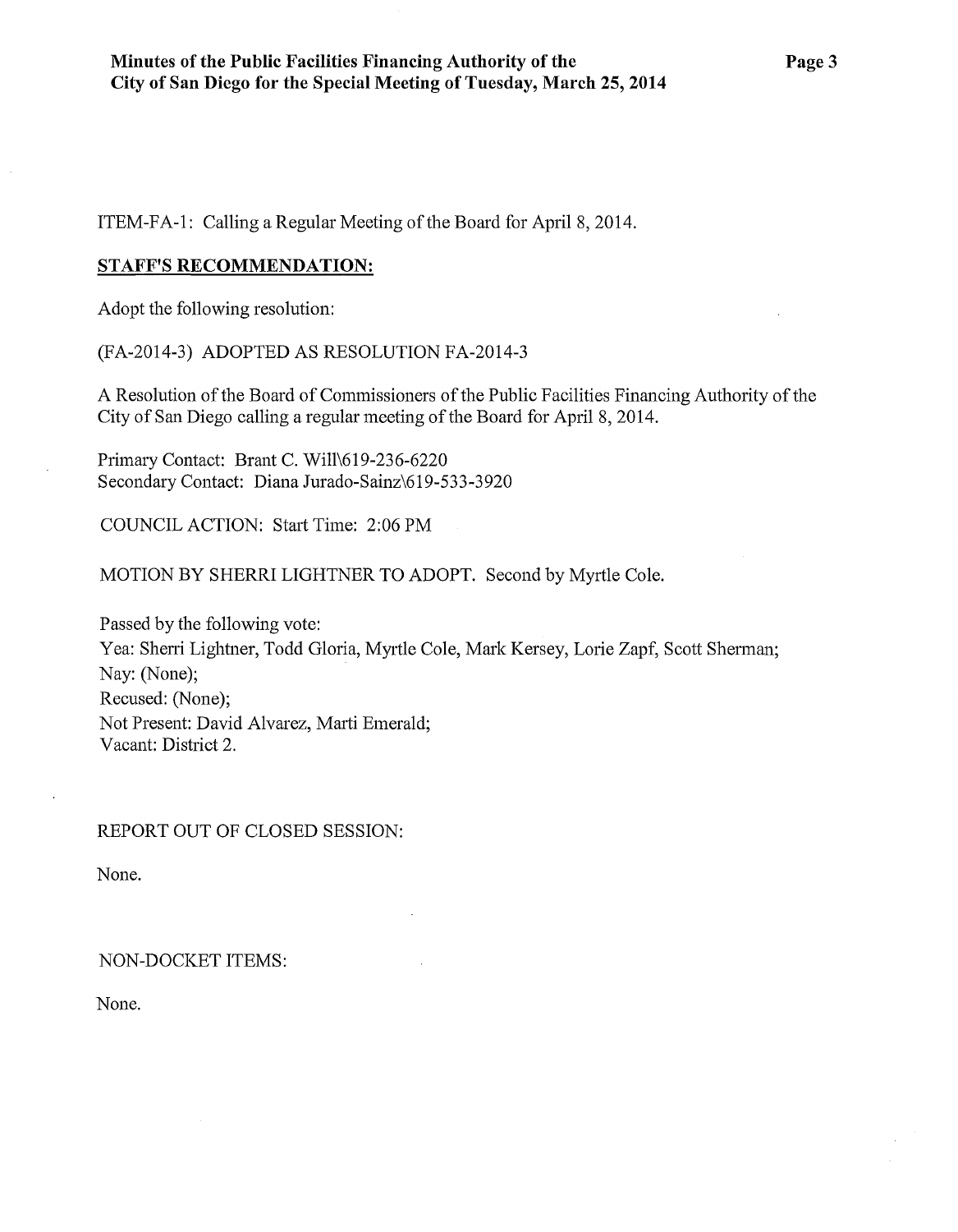ITEM-FA-1: Calling a Regular Meeting of the Board for April 8, 2014.

**STAFF'S RECOMMENDATION:**

Adopt the following resolution:

(FA-2014-3) ADOPTED AS RESOLUTION FA-2014-3

A Resolution of the Board of Commissioners of the Public Facilities Financing Authority of the City of San Diego calling a regular meeting of the Board for April 8, 2014.

Primary Contact: Brant C. Will\619-236-6220
Secondary Contact: Diana Jurado-Sainz\619-533-3920

COUNCIL ACTION: Start Time: 2:06 PM

MOTION BY SHERRI LIGHTNER TO ADOPT. Second by Myrtle Cole.

Passed by the following vote:
Yea: Sherri Lightner, Todd Gloria, Myrtle Cole, Mark Kersey, Lorie Zapf, Scott Sherman;
Nay: (None);
Recused: (None);
Not Present: David Alvarez, Marti Emerald;
Vacant: District 2.

REPORT OUT OF CLOSED SESSION:

None.

NON-DOCKET ITEMS:

None.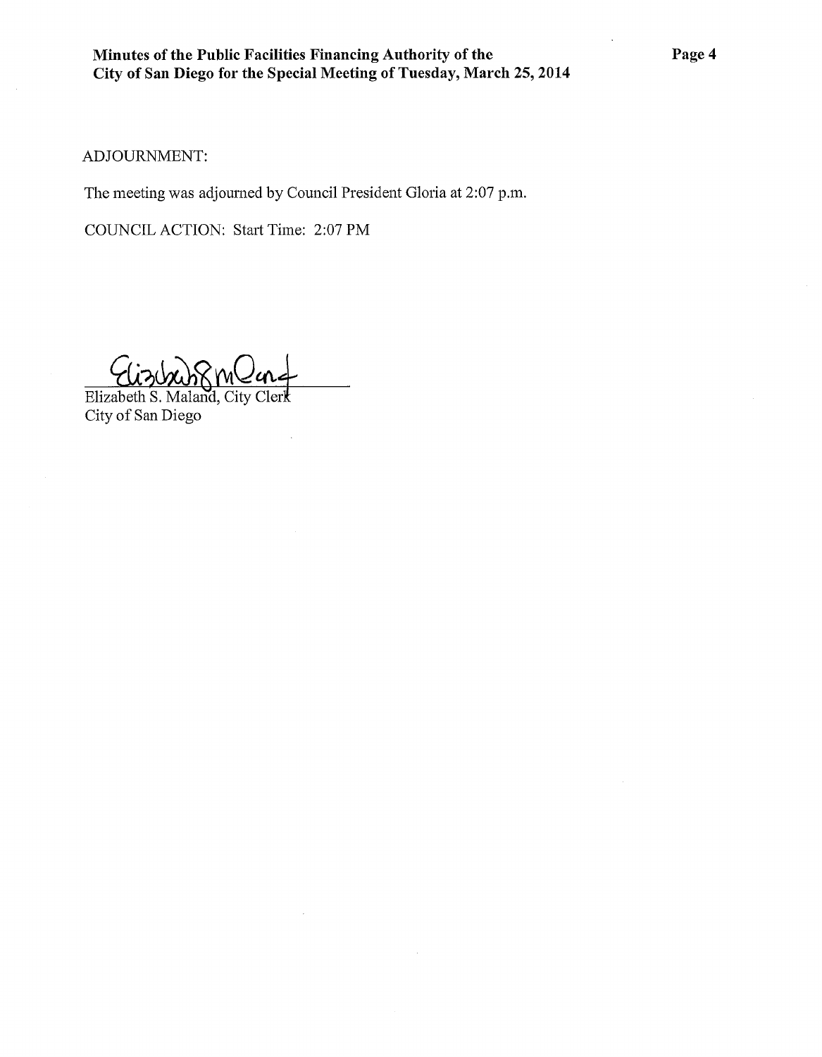ADJOURNMENT:

The meeting was adjourned by Council President Gloria at 2:07 p.m.

COUNCIL ACTION: Start Time: 2:07 PM

Elizabeth S. Maland, City Clerk
City of San Diego